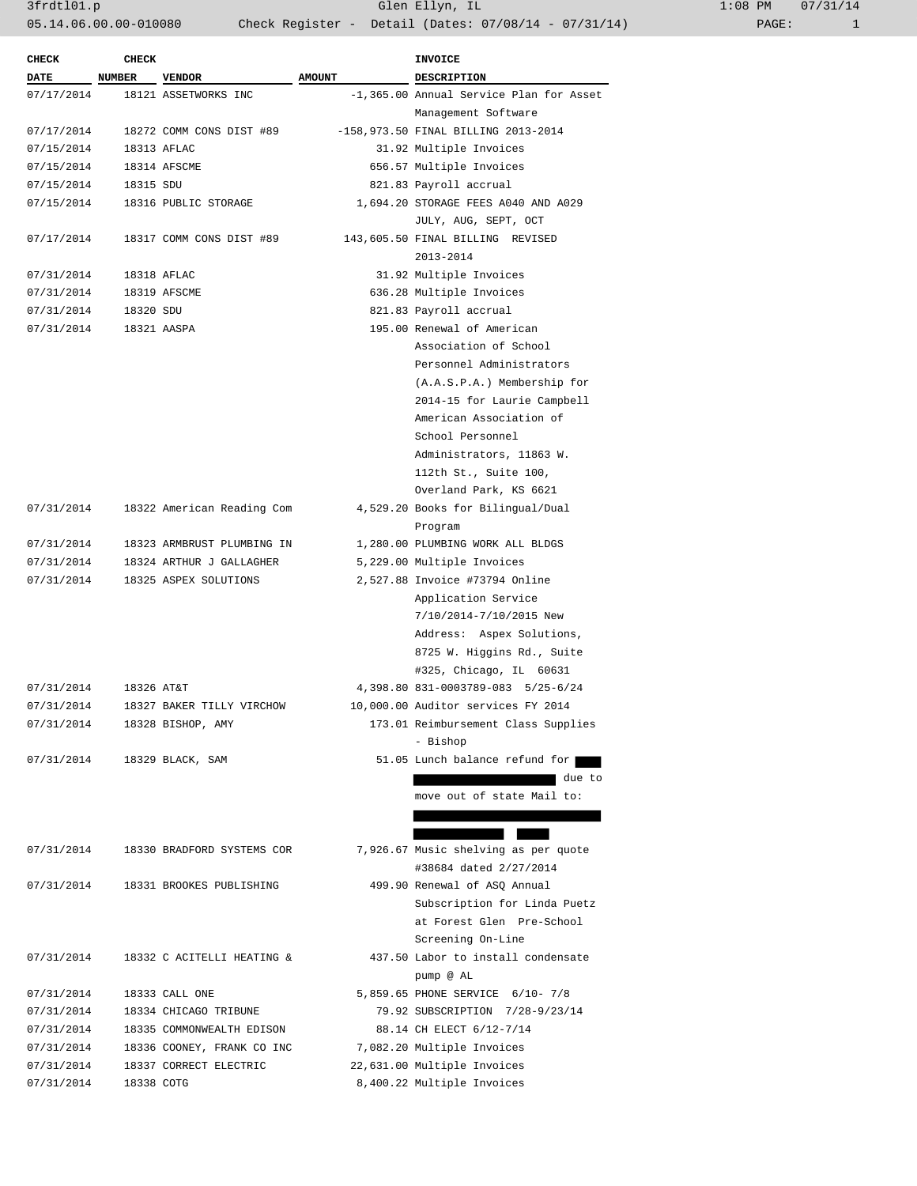| CHECK DATE | CHECK NUMBER | VENDOR | AMOUNT | INVOICE DESCRIPTION |
|---|---|---|---|---|
| 07/17/2014 | 18121 | ASSETWORKS INC | -1,365.00 | Annual Service Plan for Asset Management Software |
| 07/17/2014 | 18272 | COMM CONS DIST #89 | -158,973.50 | FINAL BILLING 2013-2014 |
| 07/15/2014 | 18313 | AFLAC | 31.92 | Multiple Invoices |
| 07/15/2014 | 18314 | AFSCME | 656.57 | Multiple Invoices |
| 07/15/2014 | 18315 | SDU | 821.83 | Payroll accrual |
| 07/15/2014 | 18316 | PUBLIC STORAGE | 1,694.20 | STORAGE FEES A040 AND A029 JULY, AUG, SEPT, OCT |
| 07/17/2014 | 18317 | COMM CONS DIST #89 | 143,605.50 | FINAL BILLING REVISED 2013-2014 |
| 07/31/2014 | 18318 | AFLAC | 31.92 | Multiple Invoices |
| 07/31/2014 | 18319 | AFSCME | 636.28 | Multiple Invoices |
| 07/31/2014 | 18320 | SDU | 821.83 | Payroll accrual |
| 07/31/2014 | 18321 | AASPA | 195.00 | Renewal of American Association of School Personnel Administrators (A.A.S.P.A.) Membership for 2014-15 for Laurie Campbell American Association of School Personnel Administrators, 11863 W. 112th St., Suite 100, Overland Park, KS 6621 |
| 07/31/2014 | 18322 | American Reading Com | 4,529.20 | Books for Bilingual/Dual Program |
| 07/31/2014 | 18323 | ARMBRUST PLUMBING IN | 1,280.00 | PLUMBING WORK ALL BLDGS |
| 07/31/2014 | 18324 | ARTHUR J GALLAGHER | 5,229.00 | Multiple Invoices |
| 07/31/2014 | 18325 | ASPEX SOLUTIONS | 2,527.88 | Invoice #73794 Online Application Service 7/10/2014-7/10/2015 New Address: Aspex Solutions, 8725 W. Higgins Rd., Suite #325, Chicago, IL 60631 |
| 07/31/2014 | 18326 | AT&T | 4,398.80 | 831-0003789-083 5/25-6/24 |
| 07/31/2014 | 18327 | BAKER TILLY VIRCHOW | 10,000.00 | Auditor services FY 2014 |
| 07/31/2014 | 18328 | BISHOP, AMY | 173.01 | Reimbursement Class Supplies - Bishop |
| 07/31/2014 | 18329 | BLACK, SAM | 51.05 | Lunch balance refund for [REDACTED] due to move out of state Mail to: [REDACTED] |
| 07/31/2014 | 18330 | BRADFORD SYSTEMS COR | 7,926.67 | Music shelving as per quote #38684 dated 2/27/2014 |
| 07/31/2014 | 18331 | BROOKES PUBLISHING | 499.90 | Renewal of ASQ Annual Subscription for Linda Puetz at Forest Glen Pre-School Screening On-Line |
| 07/31/2014 | 18332 | C ACITELLI HEATING & | 437.50 | Labor to install condensate pump @ AL |
| 07/31/2014 | 18333 | CALL ONE | 5,859.65 | PHONE SERVICE 6/10- 7/8 |
| 07/31/2014 | 18334 | CHICAGO TRIBUNE | 79.92 | SUBSCRIPTION 7/28-9/23/14 |
| 07/31/2014 | 18335 | COMMONWEALTH EDISON | 88.14 | CH ELECT 6/12-7/14 |
| 07/31/2014 | 18336 | COONEY, FRANK CO INC | 7,082.20 | Multiple Invoices |
| 07/31/2014 | 18337 | CORRECT ELECTRIC | 22,631.00 | Multiple Invoices |
| 07/31/2014 | 18338 | COTG | 8,400.22 | Multiple Invoices |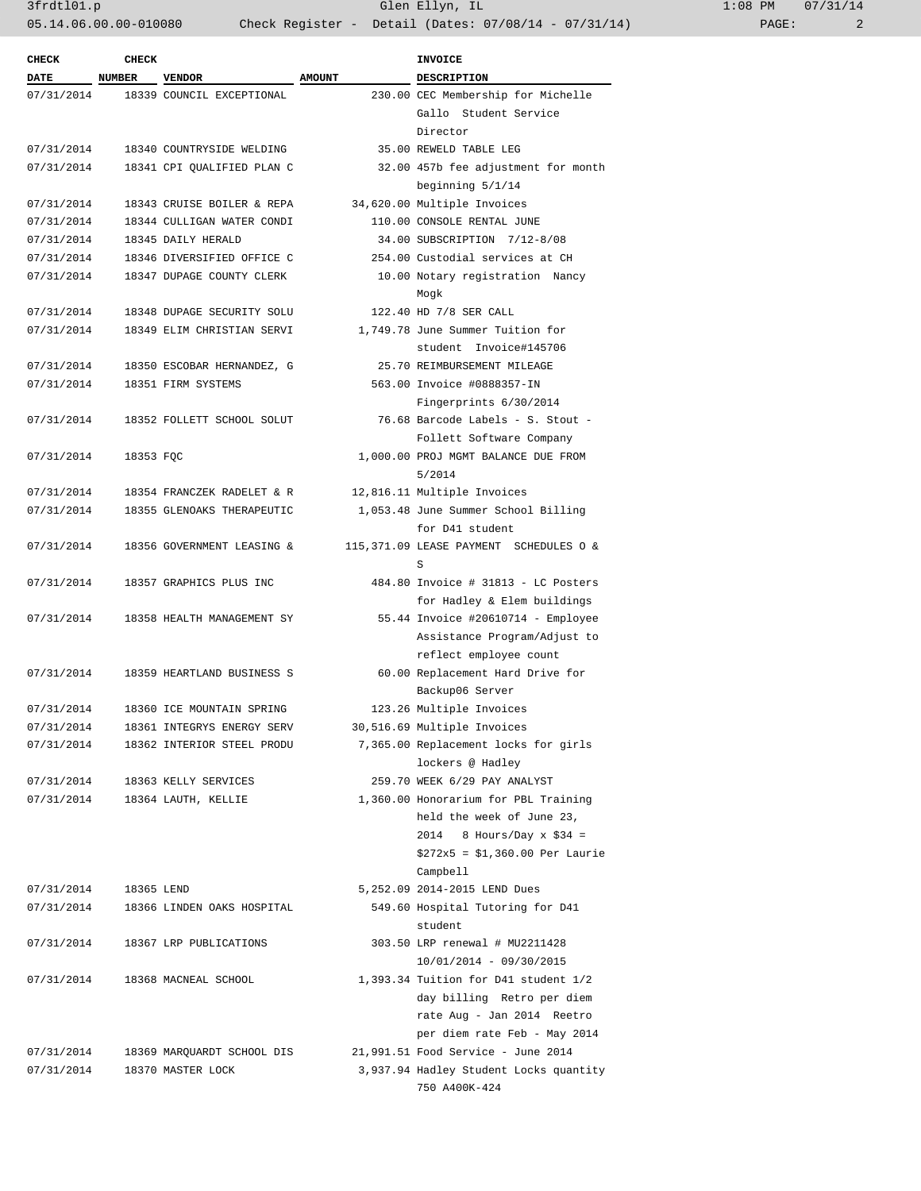| CHECK DATE | CHECK NUMBER | VENDOR | AMOUNT | INVOICE DESCRIPTION |
|---|---|---|---|---|
| 07/31/2014 | 18339 | COUNCIL EXCEPTIONAL | 230.00 | CEC Membership for Michelle Gallo Student Service Director |
| 07/31/2014 | 18340 | COUNTRYSIDE WELDING | 35.00 | REWELD TABLE LEG |
| 07/31/2014 | 18341 | CPI QUALIFIED PLAN C | 32.00 | 457b fee adjustment for month beginning 5/1/14 |
| 07/31/2014 | 18343 | CRUISE BOILER & REPA | 34,620.00 | Multiple Invoices |
| 07/31/2014 | 18344 | CULLIGAN WATER CONDI | 110.00 | CONSOLE RENTAL JUNE |
| 07/31/2014 | 18345 | DAILY HERALD | 34.00 | SUBSCRIPTION 7/12-8/08 |
| 07/31/2014 | 18346 | DIVERSIFIED OFFICE C | 254.00 | Custodial services at CH |
| 07/31/2014 | 18347 | DUPAGE COUNTY CLERK | 10.00 | Notary registration Nancy Mogk |
| 07/31/2014 | 18348 | DUPAGE SECURITY SOLU | 122.40 | HD 7/8 SER CALL |
| 07/31/2014 | 18349 | ELIM CHRISTIAN SERVI | 1,749.78 | June Summer Tuition for student Invoice#145706 |
| 07/31/2014 | 18350 | ESCOBAR HERNANDEZ, G | 25.70 | REIMBURSEMENT MILEAGE |
| 07/31/2014 | 18351 | FIRM SYSTEMS | 563.00 | Invoice #0888357-IN Fingerprints 6/30/2014 |
| 07/31/2014 | 18352 | FOLLETT SCHOOL SOLUT | 76.68 | Barcode Labels - S. Stout - Follett Software Company |
| 07/31/2014 | 18353 | FQC | 1,000.00 | PROJ MGMT BALANCE DUE FROM 5/2014 |
| 07/31/2014 | 18354 | FRANCZEK RADELET & R | 12,816.11 | Multiple Invoices |
| 07/31/2014 | 18355 | GLENOAKS THERAPEUTIC | 1,053.48 | June Summer School Billing for D41 student |
| 07/31/2014 | 18356 | GOVERNMENT LEASING & | 115,371.09 | LEASE PAYMENT SCHEDULES O & S |
| 07/31/2014 | 18357 | GRAPHICS PLUS INC | 484.80 | Invoice # 31813 - LC Posters for Hadley & Elem buildings |
| 07/31/2014 | 18358 | HEALTH MANAGEMENT SY | 55.44 | Invoice #20610714 - Employee Assistance Program/Adjust to reflect employee count |
| 07/31/2014 | 18359 | HEARTLAND BUSINESS S | 60.00 | Replacement Hard Drive for Backup06 Server |
| 07/31/2014 | 18360 | ICE MOUNTAIN SPRING | 123.26 | Multiple Invoices |
| 07/31/2014 | 18361 | INTEGRYS ENERGY SERV | 30,516.69 | Multiple Invoices |
| 07/31/2014 | 18362 | INTERIOR STEEL PRODU | 7,365.00 | Replacement locks for girls lockers @ Hadley |
| 07/31/2014 | 18363 | KELLY SERVICES | 259.70 | WEEK 6/29 PAY ANALYST |
| 07/31/2014 | 18364 | LAUTH, KELLIE | 1,360.00 | Honorarium for PBL Training held the week of June 23, 2014 8 Hours/Day x $34 = $272x5 = $1,360.00 Per Laurie Campbell |
| 07/31/2014 | 18365 | LEND | 5,252.09 | 2014-2015 LEND Dues |
| 07/31/2014 | 18366 | LINDEN OAKS HOSPITAL | 549.60 | Hospital Tutoring for D41 student |
| 07/31/2014 | 18367 | LRP PUBLICATIONS | 303.50 | LRP renewal # MU2211428 10/01/2014 - 09/30/2015 |
| 07/31/2014 | 18368 | MACNEAL SCHOOL | 1,393.34 | Tuition for D41 student 1/2 day billing Retro per diem rate Aug - Jan 2014 Reetro per diem rate Feb - May 2014 |
| 07/31/2014 | 18369 | MARQUARDT SCHOOL DIS | 21,991.51 | Food Service - June 2014 |
| 07/31/2014 | 18370 | MASTER LOCK | 3,937.94 | Hadley Student Locks quantity 750 A400K-424 |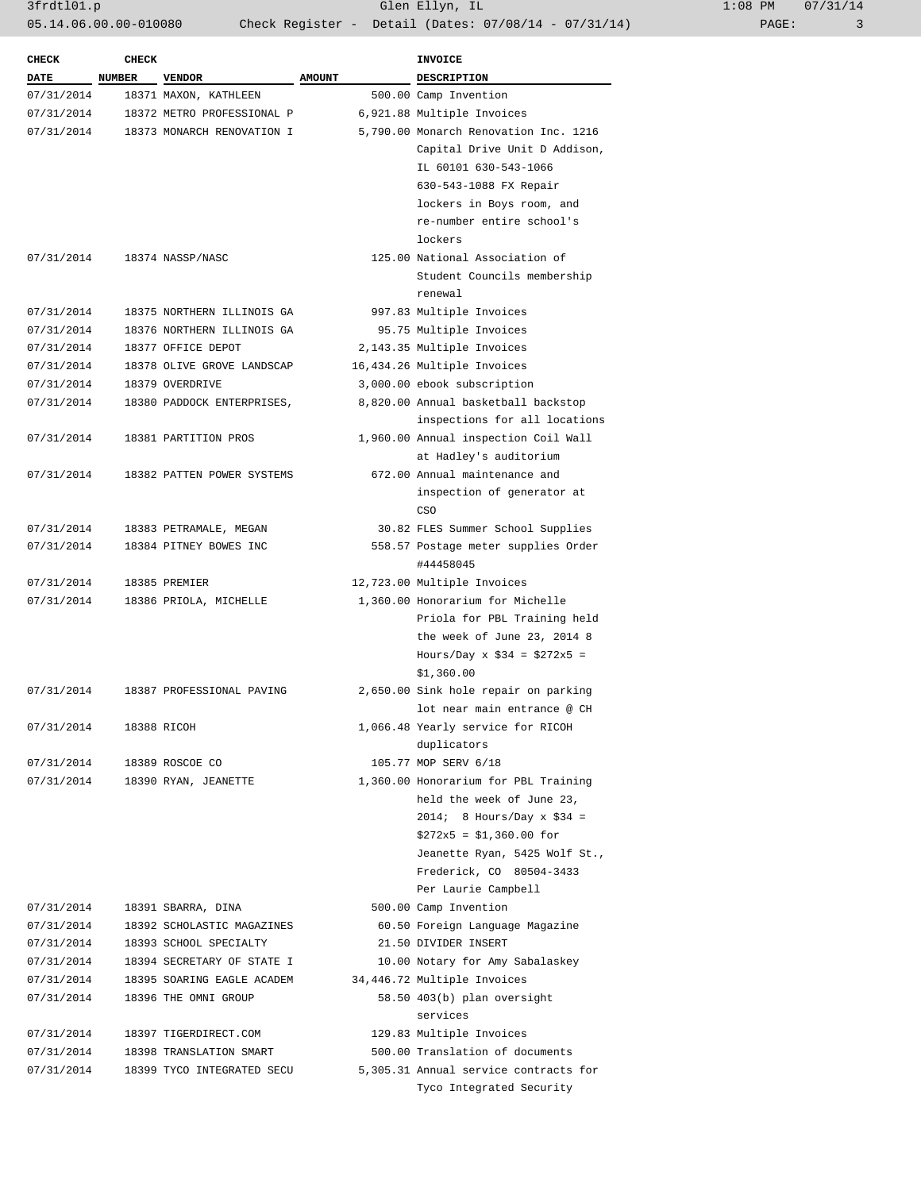| CHECK DATE | CHECK NUMBER | VENDOR | AMOUNT | INVOICE DESCRIPTION |
|---|---|---|---|---|
| 07/31/2014 | 18371 | MAXON, KATHLEEN | 500.00 | Camp Invention |
| 07/31/2014 | 18372 | METRO PROFESSIONAL P | 6,921.88 | Multiple Invoices |
| 07/31/2014 | 18373 | MONARCH RENOVATION I | 5,790.00 | Monarch Renovation Inc. 1216 Capital Drive Unit D Addison, IL 60101 630-543-1066 630-543-1088 FX Repair lockers in Boys room, and re-number entire school's lockers |
| 07/31/2014 | 18374 | NASSP/NASC | 125.00 | National Association of Student Councils membership renewal |
| 07/31/2014 | 18375 | NORTHERN ILLINOIS GA | 997.83 | Multiple Invoices |
| 07/31/2014 | 18376 | NORTHERN ILLINOIS GA | 95.75 | Multiple Invoices |
| 07/31/2014 | 18377 | OFFICE DEPOT | 2,143.35 | Multiple Invoices |
| 07/31/2014 | 18378 | OLIVE GROVE LANDSCAP | 16,434.26 | Multiple Invoices |
| 07/31/2014 | 18379 | OVERDRIVE | 3,000.00 | ebook subscription |
| 07/31/2014 | 18380 | PADDOCK ENTERPRISES, | 8,820.00 | Annual basketball backstop inspections for all locations |
| 07/31/2014 | 18381 | PARTITION PROS | 1,960.00 | Annual inspection Coil Wall at Hadley's auditorium |
| 07/31/2014 | 18382 | PATTEN POWER SYSTEMS | 672.00 | Annual maintenance and inspection of generator at CSO |
| 07/31/2014 | 18383 | PETRAMALE, MEGAN | 30.82 | FLES Summer School Supplies |
| 07/31/2014 | 18384 | PITNEY BOWES INC | 558.57 | Postage meter supplies Order #44458045 |
| 07/31/2014 | 18385 | PREMIER | 12,723.00 | Multiple Invoices |
| 07/31/2014 | 18386 | PRIOLA, MICHELLE | 1,360.00 | Honorarium for Michelle Priola for PBL Training held the week of June 23, 2014 8 Hours/Day x $34 = $272x5 = $1,360.00 |
| 07/31/2014 | 18387 | PROFESSIONAL PAVING | 2,650.00 | Sink hole repair on parking lot near main entrance @ CH |
| 07/31/2014 | 18388 | RICOH | 1,066.48 | Yearly service for RICOH duplicators |
| 07/31/2014 | 18389 | ROSCOE CO | 105.77 | MOP SERV 6/18 |
| 07/31/2014 | 18390 | RYAN, JEANETTE | 1,360.00 | Honorarium for PBL Training held the week of June 23, 2014; 8 Hours/Day x $34 = $272x5 = $1,360.00 for Jeanette Ryan, 5425 Wolf St., Frederick, CO 80504-3433 Per Laurie Campbell |
| 07/31/2014 | 18391 | SBARRA, DINA | 500.00 | Camp Invention |
| 07/31/2014 | 18392 | SCHOLASTIC MAGAZINES | 60.50 | Foreign Language Magazine |
| 07/31/2014 | 18393 | SCHOOL SPECIALTY | 21.50 | DIVIDER INSERT |
| 07/31/2014 | 18394 | SECRETARY OF STATE I | 10.00 | Notary for Amy Sabalaskey |
| 07/31/2014 | 18395 | SOARING EAGLE ACADEM | 34,446.72 | Multiple Invoices |
| 07/31/2014 | 18396 | THE OMNI GROUP | 58.50 | 403(b) plan oversight services |
| 07/31/2014 | 18397 | TIGERDIRECT.COM | 129.83 | Multiple Invoices |
| 07/31/2014 | 18398 | TRANSLATION SMART | 500.00 | Translation of documents |
| 07/31/2014 | 18399 | TYCO INTEGRATED SECU | 5,305.31 | Annual service contracts for Tyco Integrated Security |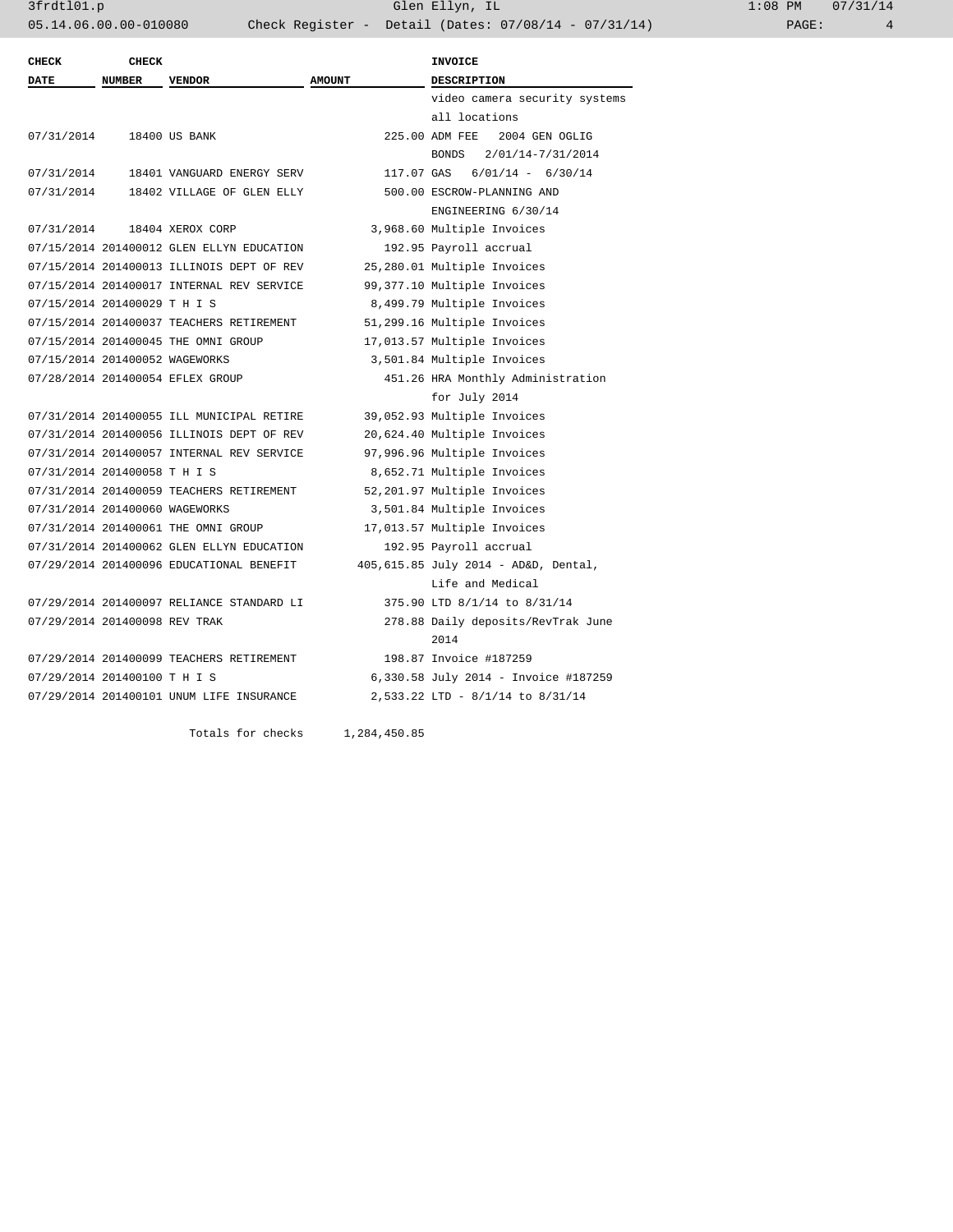| CHECK DATE | CHECK NUMBER | VENDOR | AMOUNT | INVOICE DESCRIPTION |
|---|---|---|---|---|
| | | | | video camera security systems all locations |
| 07/31/2014 | 18400 | US BANK | 225.00 | ADM FEE 2004 GEN OGLIG BONDS 2/01/14-7/31/2014 |
| 07/31/2014 | 18401 | VANGUARD ENERGY SERV | 117.07 | GAS 6/01/14 - 6/30/14 |
| 07/31/2014 | 18402 | VILLAGE OF GLEN ELLY | 500.00 | ESCROW-PLANNING AND ENGINEERING 6/30/14 |
| 07/31/2014 | 18404 | XEROX CORP | 3,968.60 | Multiple Invoices |
| 07/15/2014 | 201400012 | GLEN ELLYN EDUCATION | 192.95 | Payroll accrual |
| 07/15/2014 | 201400013 | ILLINOIS DEPT OF REV | 25,280.01 | Multiple Invoices |
| 07/15/2014 | 201400017 | INTERNAL REV SERVICE | 99,377.10 | Multiple Invoices |
| 07/15/2014 | 201400029 | T H I S | 8,499.79 | Multiple Invoices |
| 07/15/2014 | 201400037 | TEACHERS RETIREMENT | 51,299.16 | Multiple Invoices |
| 07/15/2014 | 201400045 | THE OMNI GROUP | 17,013.57 | Multiple Invoices |
| 07/15/2014 | 201400052 | WAGEWORKS | 3,501.84 | Multiple Invoices |
| 07/28/2014 | 201400054 | EFLEX GROUP | 451.26 | HRA Monthly Administration for July 2014 |
| 07/31/2014 | 201400055 | ILL MUNICIPAL RETIRE | 39,052.93 | Multiple Invoices |
| 07/31/2014 | 201400056 | ILLINOIS DEPT OF REV | 20,624.40 | Multiple Invoices |
| 07/31/2014 | 201400057 | INTERNAL REV SERVICE | 97,996.96 | Multiple Invoices |
| 07/31/2014 | 201400058 | T H I S | 8,652.71 | Multiple Invoices |
| 07/31/2014 | 201400059 | TEACHERS RETIREMENT | 52,201.97 | Multiple Invoices |
| 07/31/2014 | 201400060 | WAGEWORKS | 3,501.84 | Multiple Invoices |
| 07/31/2014 | 201400061 | THE OMNI GROUP | 17,013.57 | Multiple Invoices |
| 07/31/2014 | 201400062 | GLEN ELLYN EDUCATION | 192.95 | Payroll accrual |
| 07/29/2014 | 201400096 | EDUCATIONAL BENEFIT | 405,615.85 | July 2014 - AD&D, Dental, Life and Medical |
| 07/29/2014 | 201400097 | RELIANCE STANDARD LI | 375.90 | LTD 8/1/14 to 8/31/14 |
| 07/29/2014 | 201400098 | REV TRAK | 278.88 | Daily deposits/RevTrak June 2014 |
| 07/29/2014 | 201400099 | TEACHERS RETIREMENT | 198.87 | Invoice #187259 |
| 07/29/2014 | 201400100 | T H I S | 6,330.58 | July 2014 - Invoice #187259 |
| 07/29/2014 | 201400101 | UNUM LIFE INSURANCE | 2,533.22 | LTD - 8/1/14 to 8/31/14 |
| | | Totals for checks | 1,284,450.85 | |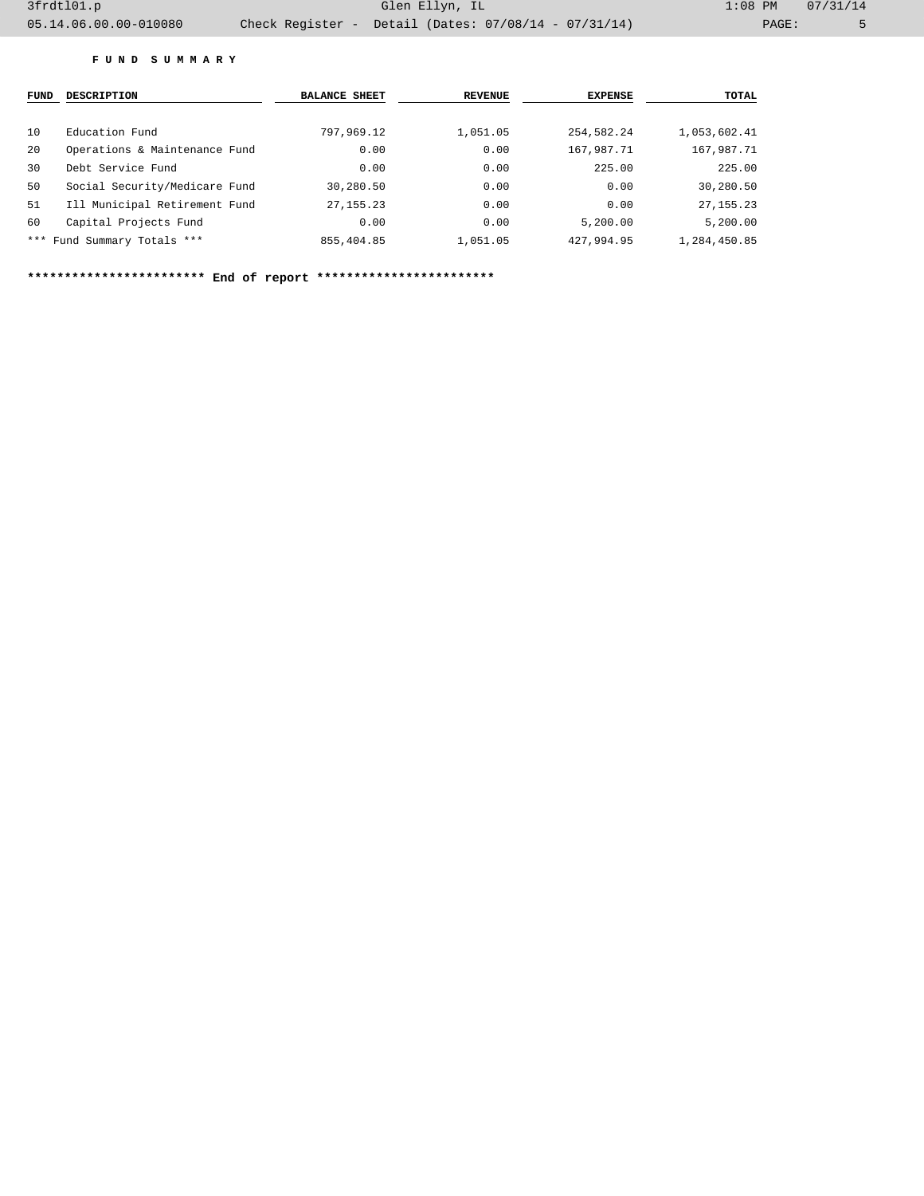**F U N D   S U M M A R Y**

| FUND | DESCRIPTION | BALANCE SHEET | REVENUE | EXPENSE | TOTAL |
|---|---|---|---|---|---|
| 10 | Education Fund | 797,969.12 | 1,051.05 | 254,582.24 | 1,053,602.41 |
| 20 | Operations & Maintenance Fund | 0.00 | 0.00 | 167,987.71 | 167,987.71 |
| 30 | Debt Service Fund | 0.00 | 0.00 | 225.00 | 225.00 |
| 50 | Social Security/Medicare Fund | 30,280.50 | 0.00 | 0.00 | 30,280.50 |
| 51 | Ill Municipal Retirement Fund | 27,155.23 | 0.00 | 0.00 | 27,155.23 |
| 60 | Capital Projects Fund | 0.00 | 0.00 | 5,200.00 | 5,200.00 |
| *** Fund Summary Totals *** | | 855,404.85 | 1,051.05 | 427,994.95 | 1,284,450.85 |

************************ **End of report** ************************